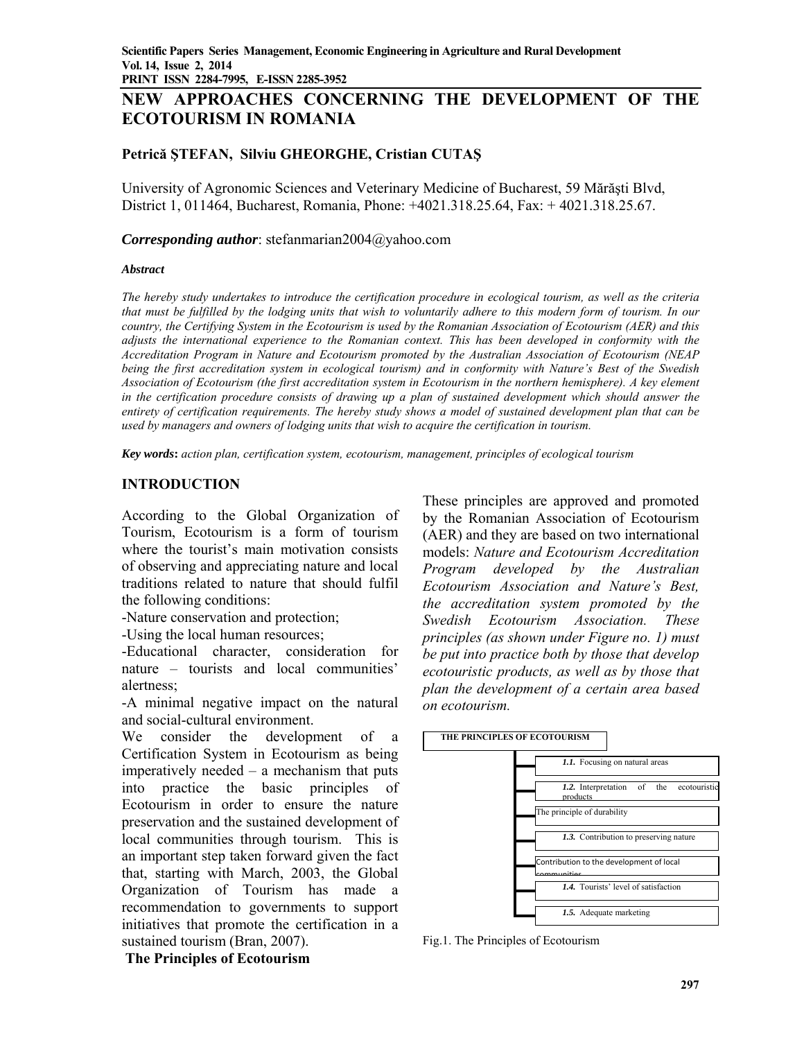# NEW APPROACHES CONCERNING THE DEVELOPMENT OF THE ECOTOURISM IN ROMANIA

**Petrică ŞTEFAN, Silviu GHEORGHE, Cristian CUTAŞ**

University of Agronomic Sciences and Veterinary Medicine of Bucharest, 59 Mărăşti Blvd, District 1, 011464, Bucharest, Romania, Phone: +4021.318.25.64, Fax: + 4021.318.25.67.

***Corresponding author***: stefanmarian2004@yahoo.com

***Abstract***

*The hereby study undertakes to introduce the certification procedure in ecological tourism, as well as the criteria that must be fulfilled by the lodging units that wish to voluntarily adhere to this modern form of tourism. In our country, the Certifying System in the Ecotourism is used by the Romanian Association of Ecotourism (AER) and this adjusts the international experience to the Romanian context. This has been developed in conformity with the Accreditation Program in Nature and Ecotourism promoted by the Australian Association of Ecotourism (NEAP being the first accreditation system in ecological tourism) and in conformity with Nature's Best of the Swedish Association of Ecotourism (the first accreditation system in Ecotourism in the northern hemisphere). A key element in the certification procedure consists of drawing up a plan of sustained development which should answer the entirety of certification requirements. The hereby study shows a model of sustained development plan that can be used by managers and owners of lodging units that wish to acquire the certification in tourism.*

***Key words*****:** *action plan, certification system, ecotourism, management, principles of ecological tourism*

## INTRODUCTION

According to the Global Organization of Tourism, Ecotourism is a form of tourism where the tourist's main motivation consists of observing and appreciating nature and local traditions related to nature that should fulfil the following conditions:

-Nature conservation and protection;

-Using the local human resources;

-Educational character, consideration for nature – tourists and local communities' alertness;

-A minimal negative impact on the natural and social-cultural environment.

We consider the development of a Certification System in Ecotourism as being imperatively needed – a mechanism that puts into practice the basic principles of Ecotourism in order to ensure the nature preservation and the sustained development of local communities through tourism. This is an important step taken forward given the fact that, starting with March, 2003, the Global Organization of Tourism has made a recommendation to governments to support initiatives that promote the certification in a sustained tourism (Bran, 2007).

**The Principles of Ecotourism**

These principles are approved and promoted by the Romanian Association of Ecotourism (AER) and they are based on two international models: *Nature and Ecotourism Accreditation Program developed by the Australian Ecotourism Association and Nature's Best, the accreditation system promoted by the Swedish Ecotourism Association. These principles (as shown under Figure no. 1) must be put into practice both by those that develop ecotouristic products, as well as by those that plan the development of a certain area based on ecotourism.*

**THE PRINCIPLES OF ECOTOURISM**

- ***1.1.*** Focusing on natural areas
- ***1.2.*** Interpretation of the ecotouristic products
- The principle of durability
- ***1.3.*** Contribution to preserving nature
- Contribution to the development of local communities
- ***1.4.*** Tourists' level of satisfaction
- ***1.5.*** Adequate marketing

Fig.1. The Principles of Ecotourism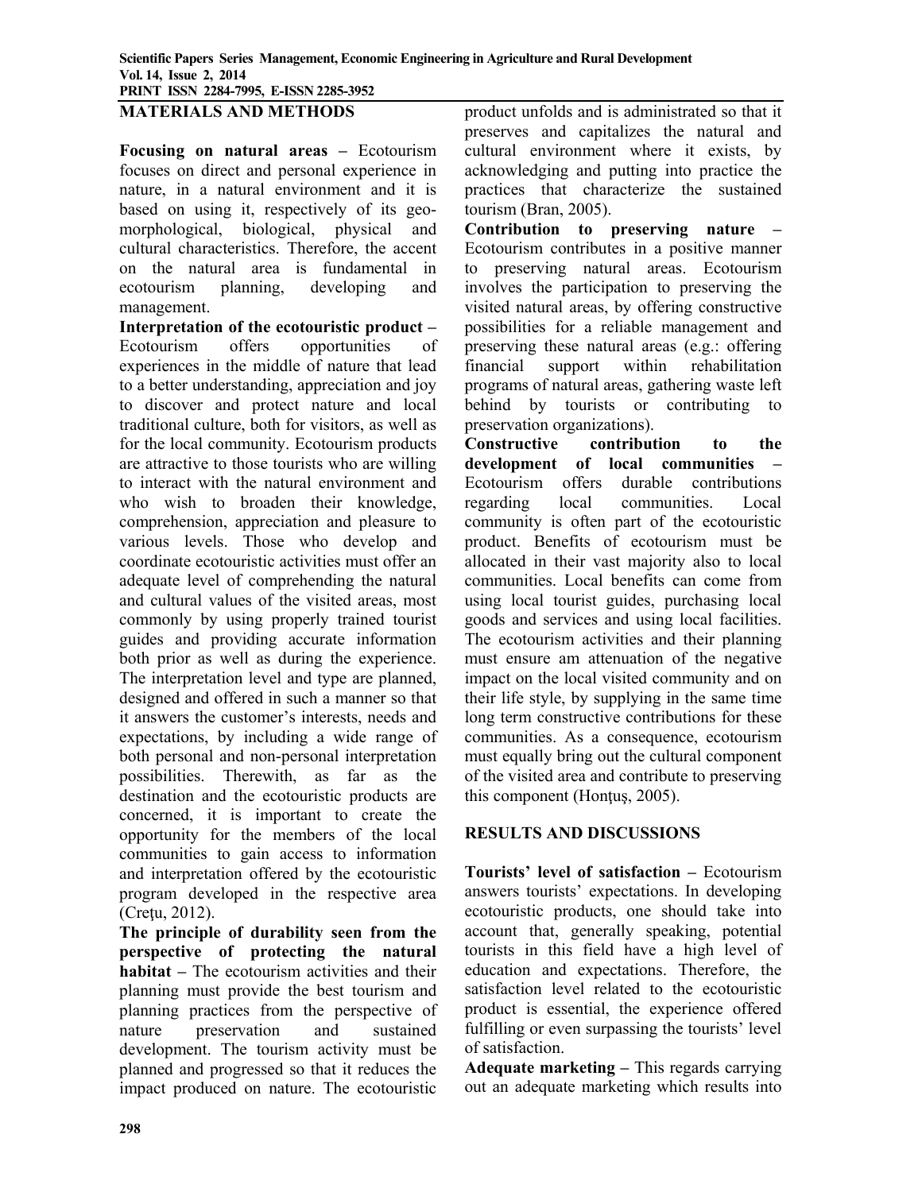## MATERIALS AND METHODS

**Focusing on natural areas –** Ecotourism focuses on direct and personal experience in nature, in a natural environment and it is based on using it, respectively of its geo-morphological, biological, physical and cultural characteristics. Therefore, the accent on the natural area is fundamental in ecotourism planning, developing and management.

**Interpretation of the ecotouristic product –** Ecotourism offers opportunities of experiences in the middle of nature that lead to a better understanding, appreciation and joy to discover and protect nature and local traditional culture, both for visitors, as well as for the local community. Ecotourism products are attractive to those tourists who are willing to interact with the natural environment and who wish to broaden their knowledge, comprehension, appreciation and pleasure to various levels. Those who develop and coordinate ecotouristic activities must offer an adequate level of comprehending the natural and cultural values of the visited areas, most commonly by using properly trained tourist guides and providing accurate information both prior as well as during the experience. The interpretation level and type are planned, designed and offered in such a manner so that it answers the customer's interests, needs and expectations, by including a wide range of both personal and non-personal interpretation possibilities. Therewith, as far as the destination and the ecotouristic products are concerned, it is important to create the opportunity for the members of the local communities to gain access to information and interpretation offered by the ecotouristic program developed in the respective area (Creţu, 2012).

**The principle of durability seen from the perspective of protecting the natural habitat –** The ecotourism activities and their planning must provide the best tourism and planning practices from the perspective of nature preservation and sustained development. The tourism activity must be planned and progressed so that it reduces the impact produced on nature. The ecotouristic product unfolds and is administrated so that it preserves and capitalizes the natural and cultural environment where it exists, by acknowledging and putting into practice the practices that characterize the sustained tourism (Bran, 2005).

**Contribution to preserving nature –** Ecotourism contributes in a positive manner to preserving natural areas. Ecotourism involves the participation to preserving the visited natural areas, by offering constructive possibilities for a reliable management and preserving these natural areas (e.g.: offering financial support within rehabilitation programs of natural areas, gathering waste left behind by tourists or contributing to preservation organizations).

**Constructive contribution to the development of local communities –** Ecotourism offers durable contributions regarding local communities. Local community is often part of the ecotouristic product. Benefits of ecotourism must be allocated in their vast majority also to local communities. Local benefits can come from using local tourist guides, purchasing local goods and services and using local facilities. The ecotourism activities and their planning must ensure am attenuation of the negative impact on the local visited community and on their life style, by supplying in the same time long term constructive contributions for these communities. As a consequence, ecotourism must equally bring out the cultural component of the visited area and contribute to preserving this component (Honţuş, 2005).

## RESULTS AND DISCUSSIONS

**Tourists' level of satisfaction –** Ecotourism answers tourists' expectations. In developing ecotouristic products, one should take into account that, generally speaking, potential tourists in this field have a high level of education and expectations. Therefore, the satisfaction level related to the ecotouristic product is essential, the experience offered fulfilling or even surpassing the tourists' level of satisfaction.

**Adequate marketing –** This regards carrying out an adequate marketing which results into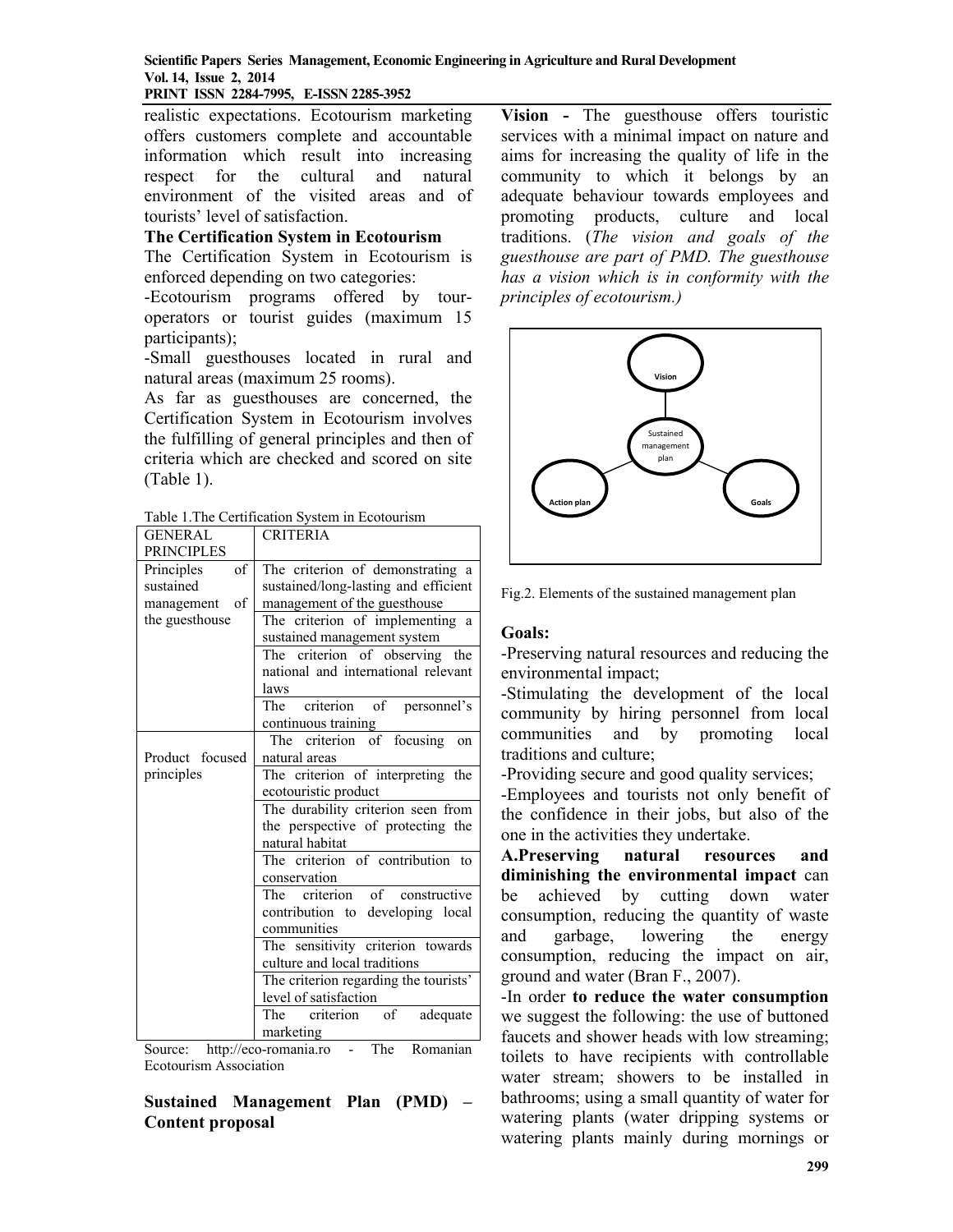realistic expectations. Ecotourism marketing offers customers complete and accountable information which result into increasing respect for the cultural and natural environment of the visited areas and of tourists' level of satisfaction.

**The Certification System in Ecotourism**

The Certification System in Ecotourism is enforced depending on two categories:

-Ecotourism programs offered by tour-operators or tourist guides (maximum 15 participants);

-Small guesthouses located in rural and natural areas (maximum 25 rooms).

As far as guesthouses are concerned, the Certification System in Ecotourism involves the fulfilling of general principles and then of criteria which are checked and scored on site (Table 1).

Table 1.The Certification System in Ecotourism

| GENERAL PRINCIPLES | CRITERIA |
|---|---|
| Principles of sustained management of the guesthouse | The criterion of demonstrating a sustained/long-lasting and efficient management of the guesthouse |
| | The criterion of implementing a sustained management system |
| | The criterion of observing the national and international relevant laws |
| | The criterion of personnel's continuous training |
| Product focused principles | The criterion of focusing on natural areas |
| | The criterion of interpreting the ecotouristic product |
| | The durability criterion seen from the perspective of protecting the natural habitat |
| | The criterion of contribution to conservation |
| | The criterion of constructive contribution to developing local communities |
| | The sensitivity criterion towards culture and local traditions |
| | The criterion regarding the tourists' level of satisfaction |
| | The criterion of adequate marketing |

Source: http://eco-romania.ro - The Romanian Ecotourism Association

**Sustained Management Plan (PMD) – Content proposal**

**Vision -** The guesthouse offers touristic services with a minimal impact on nature and aims for increasing the quality of life in the community to which it belongs by an adequate behaviour towards employees and promoting products, culture and local traditions. (*The vision and goals of the guesthouse are part of PMD. The guesthouse has a vision which is in conformity with the principles of ecotourism.)*

Vision

Sustained management plan

Action plan

Goals

Fig.2. Elements of the sustained management plan

**Goals:**

-Preserving natural resources and reducing the environmental impact;

-Stimulating the development of the local community by hiring personnel from local communities and by promoting local traditions and culture;

-Providing secure and good quality services;

-Employees and tourists not only benefit of the confidence in their jobs, but also of the one in the activities they undertake.

**A.Preserving natural resources and diminishing the environmental impact** can be achieved by cutting down water consumption, reducing the quantity of waste and garbage, lowering the energy consumption, reducing the impact on air, ground and water (Bran F., 2007).

-In order **to reduce the water consumption** we suggest the following: the use of buttoned faucets and shower heads with low streaming; toilets to have recipients with controllable water stream; showers to be installed in bathrooms; using a small quantity of water for watering plants (water dripping systems or watering plants mainly during mornings or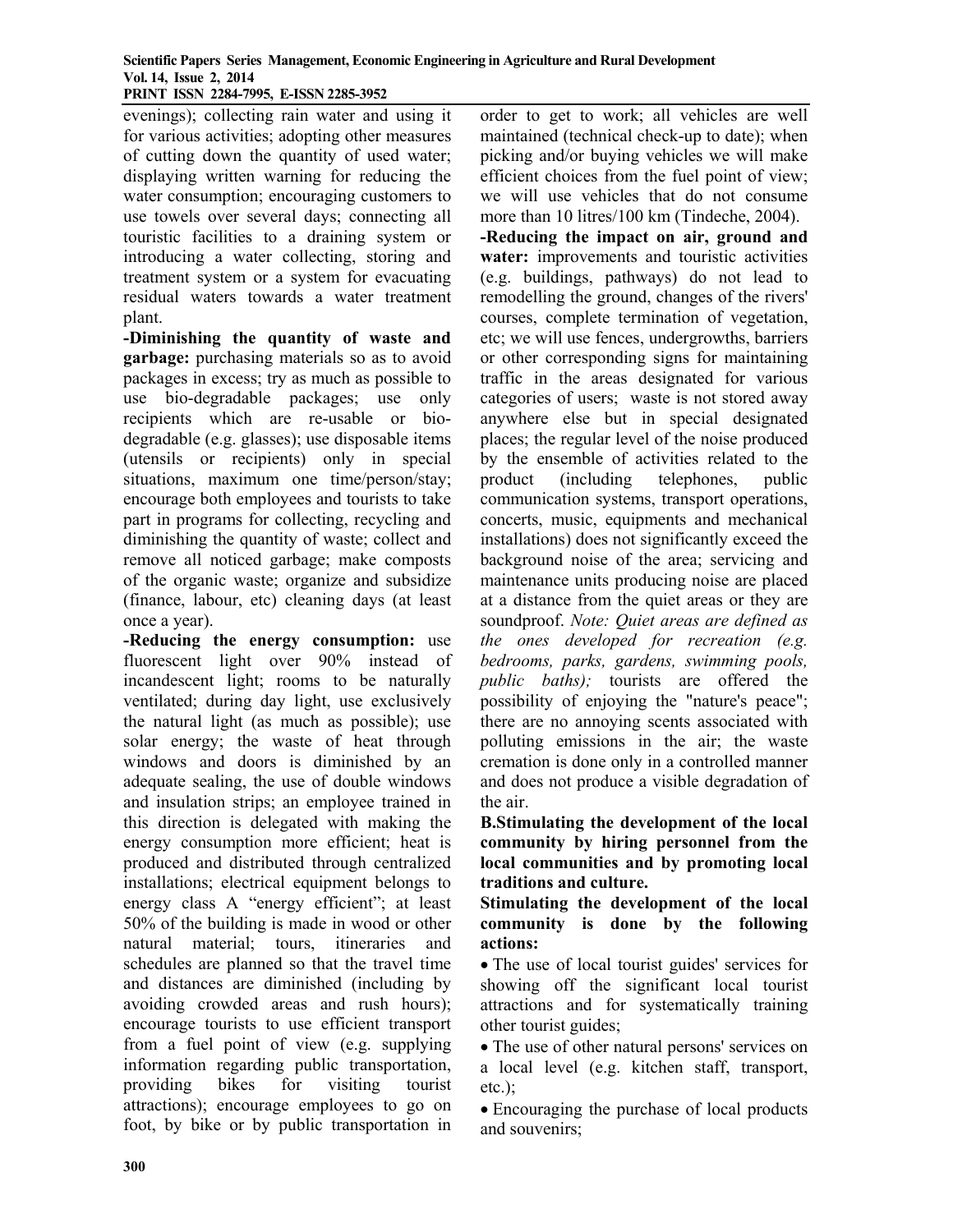evenings); collecting rain water and using it for various activities; adopting other measures of cutting down the quantity of used water; displaying written warning for reducing the water consumption; encouraging customers to use towels over several days; connecting all touristic facilities to a draining system or introducing a water collecting, storing and treatment system or a system for evacuating residual waters towards a water treatment plant.

**-Diminishing the quantity of waste and garbage:** purchasing materials so as to avoid packages in excess; try as much as possible to use bio-degradable packages; use only recipients which are re-usable or bio-degradable (e.g. glasses); use disposable items (utensils or recipients) only in special situations, maximum one time/person/stay; encourage both employees and tourists to take part in programs for collecting, recycling and diminishing the quantity of waste; collect and remove all noticed garbage; make composts of the organic waste; organize and subsidize (finance, labour, etc) cleaning days (at least once a year).

**-Reducing the energy consumption:** use fluorescent light over 90% instead of incandescent light; rooms to be naturally ventilated; during day light, use exclusively the natural light (as much as possible); use solar energy; the waste of heat through windows and doors is diminished by an adequate sealing, the use of double windows and insulation strips; an employee trained in this direction is delegated with making the energy consumption more efficient; heat is produced and distributed through centralized installations; electrical equipment belongs to energy class A "energy efficient"; at least 50% of the building is made in wood or other natural material; tours, itineraries and schedules are planned so that the travel time and distances are diminished (including by avoiding crowded areas and rush hours); encourage tourists to use efficient transport from a fuel point of view (e.g. supplying information regarding public transportation, providing bikes for visiting tourist attractions); encourage employees to go on foot, by bike or by public transportation in order to get to work; all vehicles are well maintained (technical check-up to date); when picking and/or buying vehicles we will make efficient choices from the fuel point of view; we will use vehicles that do not consume more than 10 litres/100 km (Tindeche, 2004).

**-Reducing the impact on air, ground and water:** improvements and touristic activities (e.g. buildings, pathways) do not lead to remodelling the ground, changes of the rivers' courses, complete termination of vegetation, etc; we will use fences, undergrowths, barriers or other corresponding signs for maintaining traffic in the areas designated for various categories of users; waste is not stored away anywhere else but in special designated places; the regular level of the noise produced by the ensemble of activities related to the product (including telephones, public communication systems, transport operations, concerts, music, equipments and mechanical installations) does not significantly exceed the background noise of the area; servicing and maintenance units producing noise are placed at a distance from the quiet areas or they are soundproof. *Note: Quiet areas are defined as the ones developed for recreation (e.g. bedrooms, parks, gardens, swimming pools, public baths);* tourists are offered the possibility of enjoying the "nature's peace"; there are no annoying scents associated with polluting emissions in the air; the waste cremation is done only in a controlled manner and does not produce a visible degradation of the air.

**B.Stimulating the development of the local community by hiring personnel from the local communities and by promoting local traditions and culture.**

**Stimulating the development of the local community is done by the following actions:**

- The use of local tourist guides' services for showing off the significant local tourist attractions and for systematically training other tourist guides;
- The use of other natural persons' services on a local level (e.g. kitchen staff, transport, etc.);
- Encouraging the purchase of local products and souvenirs;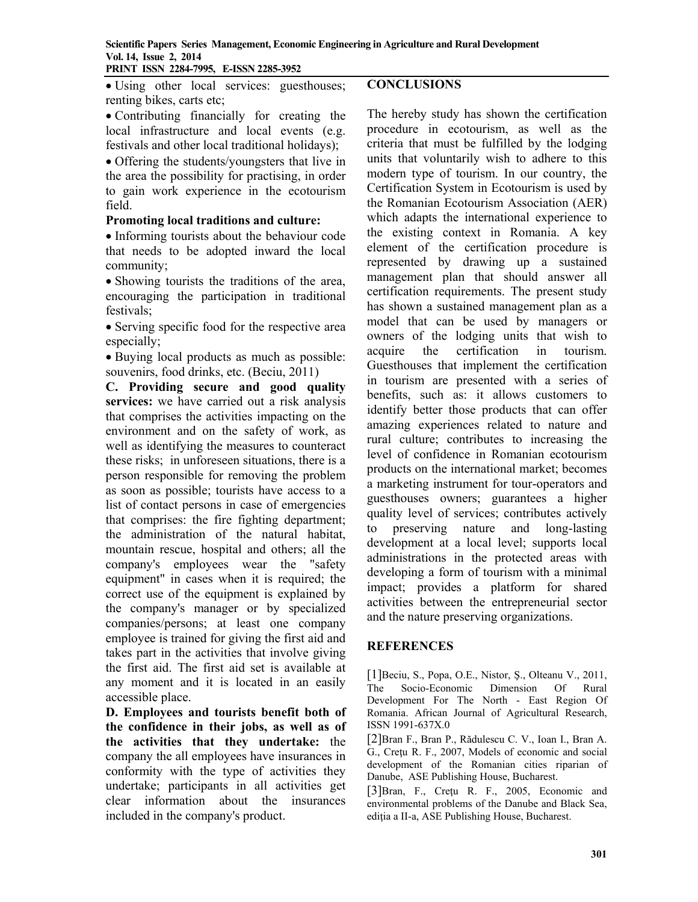- Using other local services: guesthouses; renting bikes, carts etc;
- Contributing financially for creating the local infrastructure and local events (e.g. festivals and other local traditional holidays);
- Offering the students/youngsters that live in the area the possibility for practising, in order to gain work experience in the ecotourism field.

**Promoting local traditions and culture:**

- Informing tourists about the behaviour code that needs to be adopted inward the local community;
- Showing tourists the traditions of the area, encouraging the participation in traditional festivals;
- Serving specific food for the respective area especially;
- Buying local products as much as possible: souvenirs, food drinks, etc. (Beciu, 2011)

**C. Providing secure and good quality services:** we have carried out a risk analysis that comprises the activities impacting on the environment and on the safety of work, as well as identifying the measures to counteract these risks; in unforeseen situations, there is a person responsible for removing the problem as soon as possible; tourists have access to a list of contact persons in case of emergencies that comprises: the fire fighting department; the administration of the natural habitat, mountain rescue, hospital and others; all the company's employees wear the "safety equipment" in cases when it is required; the correct use of the equipment is explained by the company's manager or by specialized companies/persons; at least one company employee is trained for giving the first aid and takes part in the activities that involve giving the first aid. The first aid set is available at any moment and it is located in an easily accessible place.

**D. Employees and tourists benefit both of the confidence in their jobs, as well as of the activities that they undertake:** the company the all employees have insurances in conformity with the type of activities they undertake; participants in all activities get clear information about the insurances included in the company's product.

## CONCLUSIONS

The hereby study has shown the certification procedure in ecotourism, as well as the criteria that must be fulfilled by the lodging units that voluntarily wish to adhere to this modern type of tourism. In our country, the Certification System in Ecotourism is used by the Romanian Ecotourism Association (AER) which adapts the international experience to the existing context in Romania. A key element of the certification procedure is represented by drawing up a sustained management plan that should answer all certification requirements. The present study has shown a sustained management plan as a model that can be used by managers or owners of the lodging units that wish to acquire the certification in tourism. Guesthouses that implement the certification in tourism are presented with a series of benefits, such as: it allows customers to identify better those products that can offer amazing experiences related to nature and rural culture; contributes to increasing the level of confidence in Romanian ecotourism products on the international market; becomes a marketing instrument for tour-operators and guesthouses owners; guarantees a higher quality level of services; contributes actively to preserving nature and long-lasting development at a local level; supports local administrations in the protected areas with developing a form of tourism with a minimal impact; provides a platform for shared activities between the entrepreneurial sector and the nature preserving organizations.

## REFERENCES

[1]Beciu, S., Popa, O.E., Nistor, Ş., Olteanu V., 2011, The Socio-Economic Dimension Of Rural Development For The North - East Region Of Romania. African Journal of Agricultural Research, ISSN 1991-637X.0

[2]Bran F., Bran P., Rădulescu C. V., Ioan I., Bran A. G., Creţu R. F., 2007, Models of economic and social development of the Romanian cities riparian of Danube, ASE Publishing House, Bucharest.

[3]Bran, F., Creţu R. F., 2005, Economic and environmental problems of the Danube and Black Sea, ediţia a II-a, ASE Publishing House, Bucharest.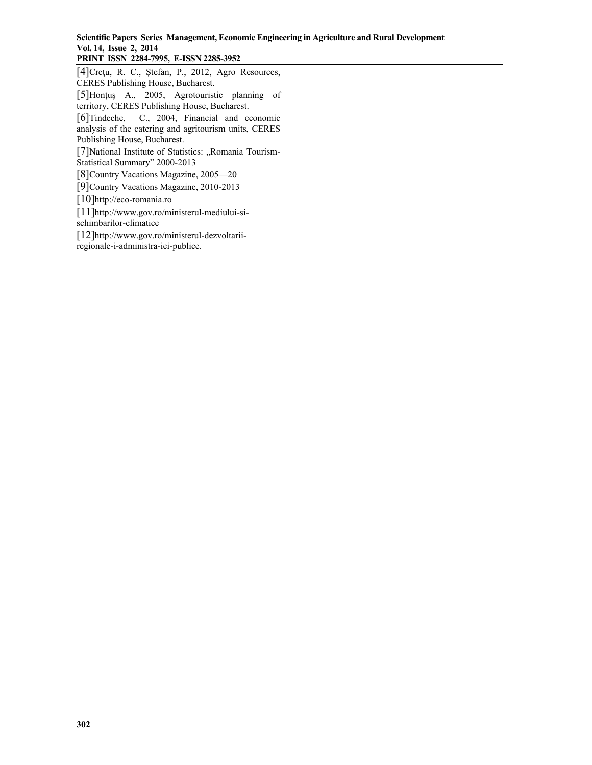[4]Crețu, R. C., Ștefan, P., 2012, Agro Resources, CERES Publishing House, Bucharest.

[5]Honțuș A., 2005, Agrotouristic planning of territory, CERES Publishing House, Bucharest.

[6]Tindeche, C., 2004, Financial and economic analysis of the catering and agritourism units, CERES Publishing House, Bucharest.

[7]National Institute of Statistics: „Romania Tourism-Statistical Summary" 2000-2013

[8]Country Vacations Magazine, 2005—20

[9]Country Vacations Magazine, 2010-2013

[10]http://eco-romania.ro

[11]http://www.gov.ro/ministerul-mediului-si-schimbarilor-climatice

[12]http://www.gov.ro/ministerul-dezvoltarii-regionale-i-administra-iei-publice.